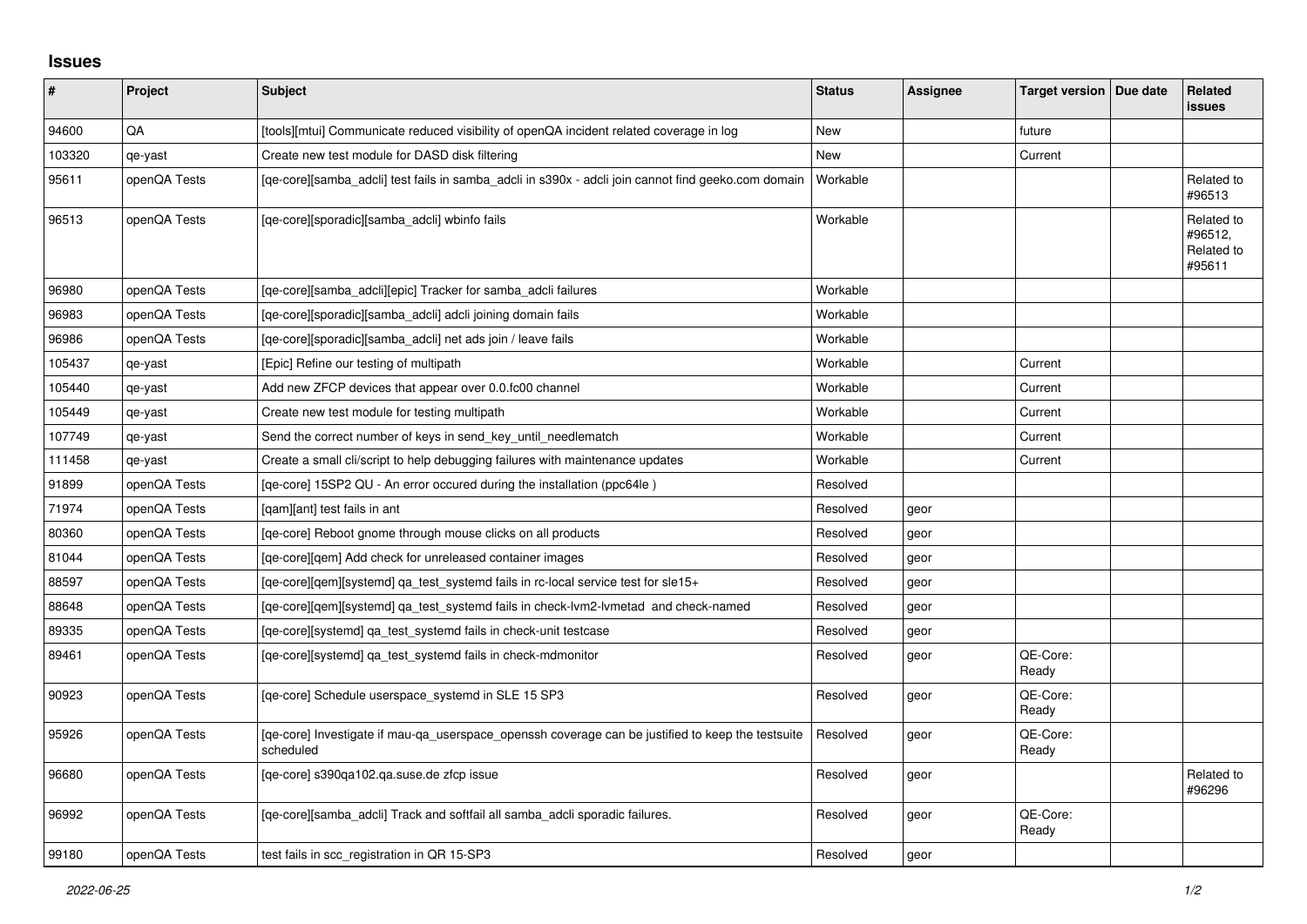# Issues

| # | Project | Subject | Status | Assignee | Target version | Due date | Related issues |
|---|---|---|---|---|---|---|---|
| 94600 | QA | [tools][mtui] Communicate reduced visibility of openQA incident related coverage in log | New | | future | | |
| 103320 | qe-yast | Create new test module for DASD disk filtering | New | | Current | | |
| 95611 | openQA Tests | [qe-core][samba_adcli] test fails in samba_adcli in s390x - adcli join cannot find geeko.com domain | Workable | | | | Related to #96513 |
| 96513 | openQA Tests | [qe-core][sporadic][samba_adcli] wbinfo fails | Workable | | | | Related to #96512, Related to #95611 |
| 96980 | openQA Tests | [qe-core][samba_adcli][epic] Tracker for samba_adcli failures | Workable | | | | |
| 96983 | openQA Tests | [qe-core][sporadic][samba_adcli] adcli joining domain fails | Workable | | | | |
| 96986 | openQA Tests | [qe-core][sporadic][samba_adcli] net ads join / leave fails | Workable | | | | |
| 105437 | qe-yast | [Epic] Refine our testing of multipath | Workable | | Current | | |
| 105440 | qe-yast | Add new ZFCP devices that appear over 0.0.fc00 channel | Workable | | Current | | |
| 105449 | qe-yast | Create new test module for testing multipath | Workable | | Current | | |
| 107749 | qe-yast | Send the correct number of keys in send_key_until_needlematch | Workable | | Current | | |
| 111458 | qe-yast | Create a small cli/script to help debugging failures with maintenance updates | Workable | | Current | | |
| 91899 | openQA Tests | [qe-core] 15SP2 QU - An error occured during the installation (ppc64le ) | Resolved | | | | |
| 71974 | openQA Tests | [qam][ant] test fails in ant | Resolved | geor | | | |
| 80360 | openQA Tests | [qe-core] Reboot gnome through mouse clicks on all products | Resolved | geor | | | |
| 81044 | openQA Tests | [qe-core][qem] Add check for unreleased container images | Resolved | geor | | | |
| 88597 | openQA Tests | [qe-core][qem][systemd] qa_test_systemd fails in rc-local service test for sle15+ | Resolved | geor | | | |
| 88648 | openQA Tests | [qe-core][qem][systemd] qa_test_systemd fails in check-lvm2-lvmetad and check-named | Resolved | geor | | | |
| 89335 | openQA Tests | [qe-core][systemd] qa_test_systemd fails in check-unit testcase | Resolved | geor | | | |
| 89461 | openQA Tests | [qe-core][systemd] qa_test_systemd fails in check-mdmonitor | Resolved | geor | QE-Core: Ready | | |
| 90923 | openQA Tests | [qe-core] Schedule userspace_systemd in SLE 15 SP3 | Resolved | geor | QE-Core: Ready | | |
| 95926 | openQA Tests | [qe-core] Investigate if mau-qa_userspace_openssh coverage can be justified to keep the testsuite scheduled | Resolved | geor | QE-Core: Ready | | |
| 96680 | openQA Tests | [qe-core] s390qa102.qa.suse.de zfcp issue | Resolved | geor | | | Related to #96296 |
| 96992 | openQA Tests | [qe-core][samba_adcli] Track and softfail all samba_adcli sporadic failures. | Resolved | geor | QE-Core: Ready | | |
| 99180 | openQA Tests | test fails in scc_registration in QR 15-SP3 | Resolved | geor | | | |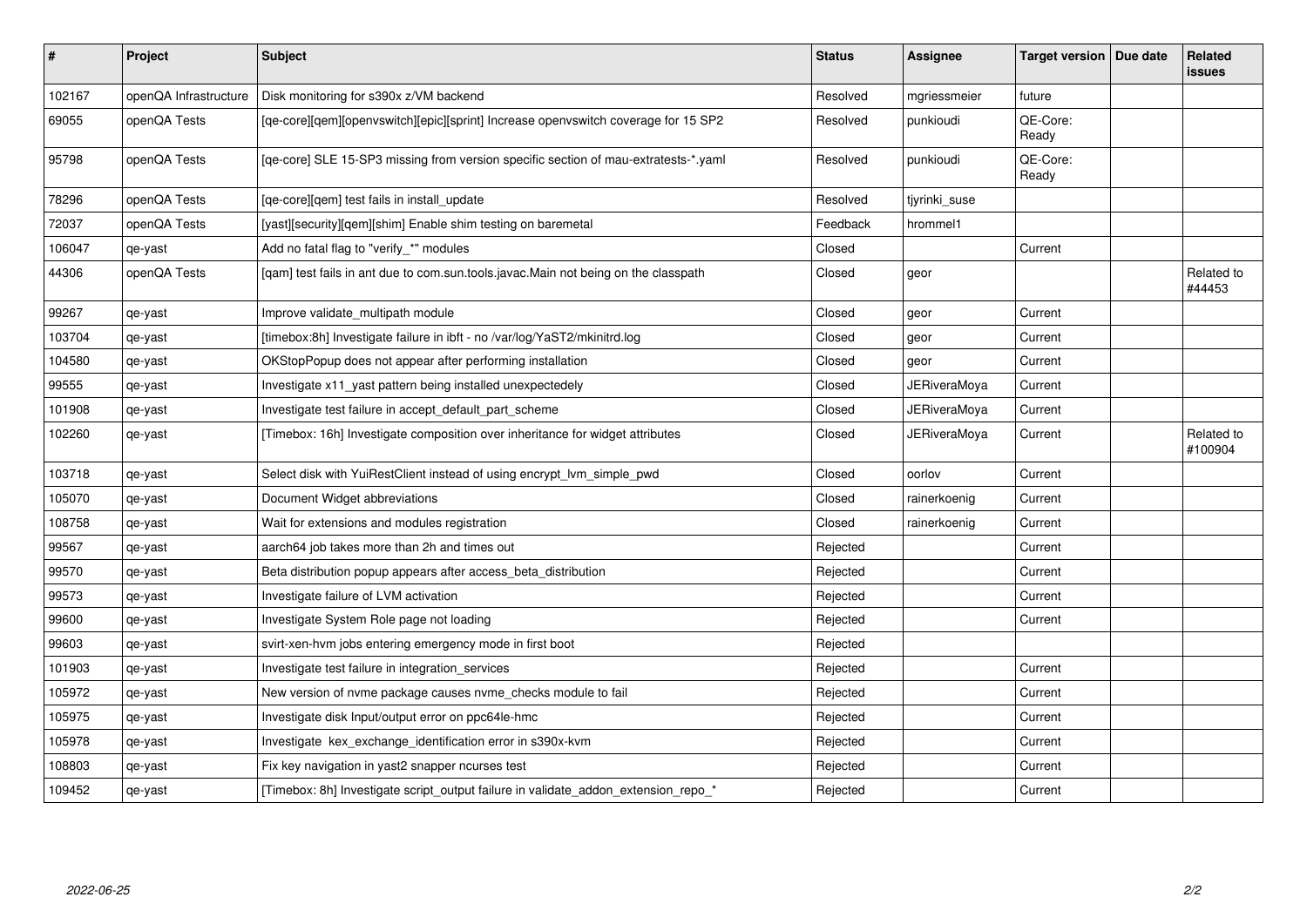| # | Project | Subject | Status | Assignee | Target version | Due date | Related issues |
|---|---|---|---|---|---|---|---|
| 102167 | openQA Infrastructure | Disk monitoring for s390x z/VM backend | Resolved | mgriessmeier | future | | |
| 69055 | openQA Tests | [qe-core][qem][openvswitch][epic][sprint] Increase openvswitch coverage for 15 SP2 | Resolved | punkioudi | QE-Core: Ready | | |
| 95798 | openQA Tests | [qe-core] SLE 15-SP3 missing from version specific section of mau-extratests-*.yaml | Resolved | punkioudi | QE-Core: Ready | | |
| 78296 | openQA Tests | [qe-core][qem] test fails in install_update | Resolved | tjyrinki_suse | | | |
| 72037 | openQA Tests | [yast][security][qem][shim] Enable shim testing on baremetal | Feedback | hrommel1 | | | |
| 106047 | qe-yast | Add no fatal flag to "verify_*" modules | Closed | | Current | | |
| 44306 | openQA Tests | [qam] test fails in ant due to com.sun.tools.javac.Main not being on the classpath | Closed | geor | | | Related to #44453 |
| 99267 | qe-yast | Improve validate_multipath module | Closed | geor | Current | | |
| 103704 | qe-yast | [timebox:8h] Investigate failure in ibft - no /var/log/YaST2/mkinitrd.log | Closed | geor | Current | | |
| 104580 | qe-yast | OKStopPopup does not appear after performing installation | Closed | geor | Current | | |
| 99555 | qe-yast | Investigate x11_yast pattern being installed unexpectedely | Closed | JERiveraMoya | Current | | |
| 101908 | qe-yast | Investigate test failure in accept_default_part_scheme | Closed | JERiveraMoya | Current | | |
| 102260 | qe-yast | [Timebox: 16h] Investigate composition over inheritance for widget attributes | Closed | JERiveraMoya | Current | | Related to #100904 |
| 103718 | qe-yast | Select disk with YuiRestClient instead of using encrypt_lvm_simple_pwd | Closed | oorlov | Current | | |
| 105070 | qe-yast | Document Widget abbreviations | Closed | rainerkoenig | Current | | |
| 108758 | qe-yast | Wait for extensions and modules registration | Closed | rainerkoenig | Current | | |
| 99567 | qe-yast | aarch64 job takes more than 2h and times out | Rejected | | Current | | |
| 99570 | qe-yast | Beta distribution popup appears after access_beta_distribution | Rejected | | Current | | |
| 99573 | qe-yast | Investigate failure of LVM activation | Rejected | | Current | | |
| 99600 | qe-yast | Investigate System Role page not loading | Rejected | | Current | | |
| 99603 | qe-yast | svirt-xen-hvm jobs entering emergency mode in first boot | Rejected | | | | |
| 101903 | qe-yast | Investigate test failure in integration_services | Rejected | | Current | | |
| 105972 | qe-yast | New version of nvme package causes nvme_checks module to fail | Rejected | | Current | | |
| 105975 | qe-yast | Investigate disk Input/output error on ppc64le-hmc | Rejected | | Current | | |
| 105978 | qe-yast | Investigate kex_exchange_identification error in s390x-kvm | Rejected | | Current | | |
| 108803 | qe-yast | Fix key navigation in yast2 snapper ncurses test | Rejected | | Current | | |
| 109452 | qe-yast | [Timebox: 8h] Investigate script_output failure in validate_addon_extension_repo_* | Rejected | | Current | | |